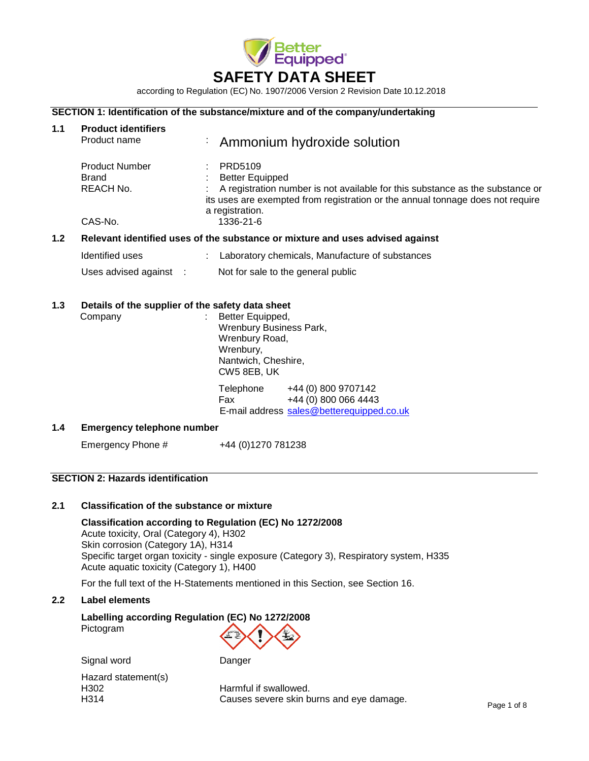# SAFETY DATA SHEET

according to Regulation (EC) No. 1907/2006 Version 2 Revision Date 10.12.2018

## SECTION 1: Identification of the substance/mixture and of the company/undertaking

### 1.1 Product identifiers

Product name : Ammonium hydroxide solution

Product Number : PRD5109

Brand : Better Equipped

REACH No. : A registration number is not available for this substance as the substance or its uses are exempted from registration or the annual tonnage does not require a registration.

CAS-No. 1336-21-6

### 1.2 Relevant identified uses of the substance or mixture and uses advised against

Identified uses : Laboratory chemicals, Manufacture of substances

Uses advised against : Not for sale to the general public

### 1.3 Details of the supplier of the safety data sheet

Company : Better Equipped,
Wrenbury Business Park,
Wrenbury Road,
Wrenbury,
Nantwich, Cheshire,
CW5 8EB, UK

Telephone +44 (0) 800 9707142
Fax +44 (0) 800 066 4443
E-mail address sales@betterequipped.co.uk

### 1.4 Emergency telephone number

Emergency Phone # +44 (0)1270 781238

## SECTION 2: Hazards identification

### 2.1 Classification of the substance or mixture

**Classification according to Regulation (EC) No 1272/2008**
Acute toxicity, Oral (Category 4), H302
Skin corrosion (Category 1A), H314
Specific target organ toxicity - single exposure (Category 3), Respiratory system, H335
Acute aquatic toxicity (Category 1), H400

For the full text of the H-Statements mentioned in this Section, see Section 16.

### 2.2 Label elements

**Labelling according Regulation (EC) No 1272/2008**
Pictogram

Signal word Danger

Hazard statement(s)
H302 Harmful if swallowed.
H314 Causes severe skin burns and eye damage.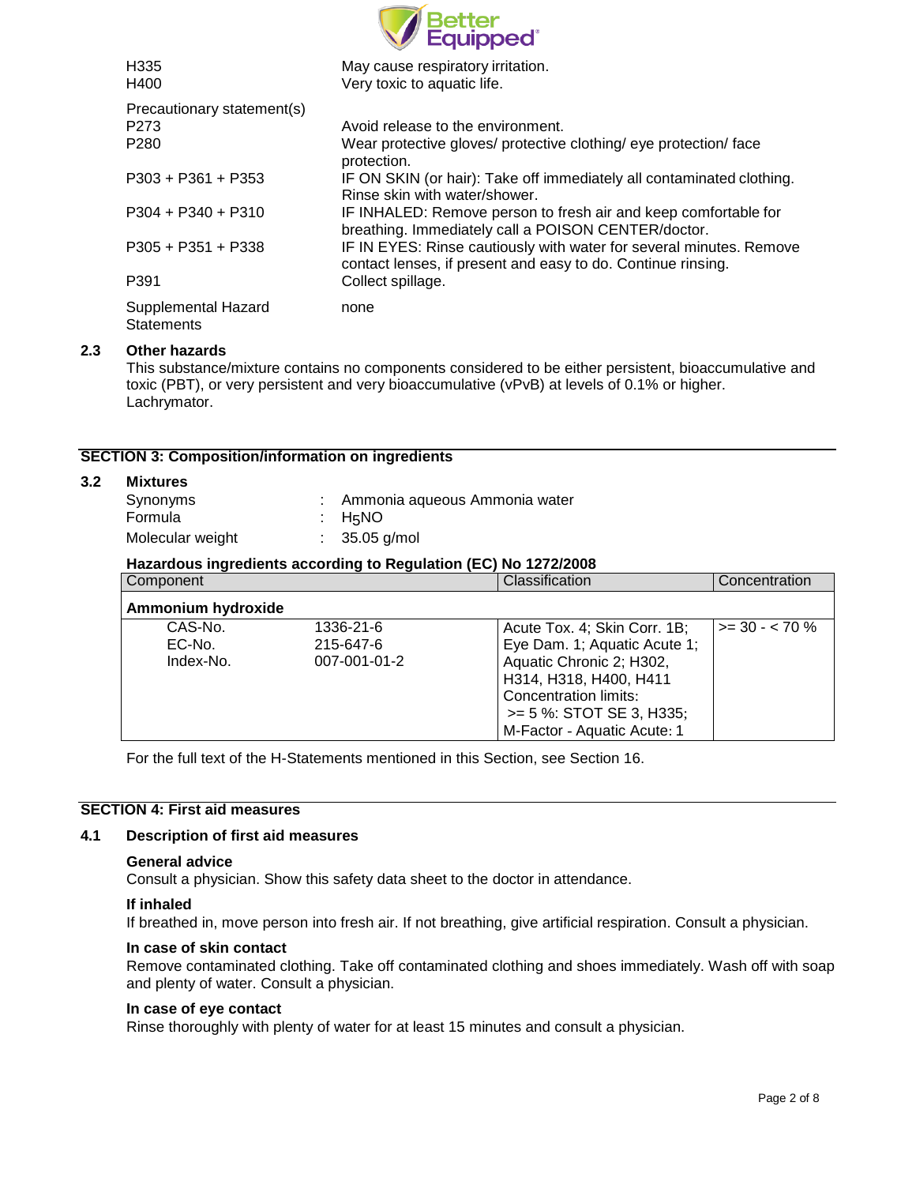| | |
|---|---|
| H335 | May cause respiratory irritation. |
| H400 | Very toxic to aquatic life. |

Precautionary statement(s)

| | |
|---|---|
| P273 | Avoid release to the environment. |
| P280 | Wear protective gloves/ protective clothing/ eye protection/ face protection. |
| P303 + P361 + P353 | IF ON SKIN (or hair): Take off immediately all contaminated clothing. Rinse skin with water/shower. |
| P304 + P340 + P310 | IF INHALED: Remove person to fresh air and keep comfortable for breathing. Immediately call a POISON CENTER/doctor. |
| P305 + P351 + P338 | IF IN EYES: Rinse cautiously with water for several minutes. Remove contact lenses, if present and easy to do. Continue rinsing. |
| P391 | Collect spillage. |
| Supplemental Hazard Statements | none |

### 2.3 Other hazards

This substance/mixture contains no components considered to be either persistent, bioaccumulative and toxic (PBT), or very persistent and very bioaccumulative (vPvB) at levels of 0.1% or higher.
Lachrymator.

## SECTION 3: Composition/information on ingredients

### 3.2 Mixtures

| | |
|---|---|
| Synonyms | : Ammonia aqueous Ammonia water |
| Formula | : $H_5NO$ |
| Molecular weight | : 35.05 g/mol |

**Hazardous ingredients according to Regulation (EC) No 1272/2008**

| Component | | Classification | Concentration |
|---|---|---|---|
| **Ammonium hydroxide** | | | |
| CAS-No.<br>EC-No.<br>Index-No. | 1336-21-6<br>215-647-6<br>007-001-01-2 | Acute Tox. 4; Skin Corr. 1B; Eye Dam. 1; Aquatic Acute 1; Aquatic Chronic 2; H302, H314, H318, H400, H411<br>Concentration limits:<br>>= 5 %: STOT SE 3, H335;<br>M-Factor - Aquatic Acute: 1 | >= 30 - < 70 % |

For the full text of the H-Statements mentioned in this Section, see Section 16.

## SECTION 4: First aid measures

### 4.1 Description of first aid measures

**General advice**
Consult a physician. Show this safety data sheet to the doctor in attendance.

**If inhaled**
If breathed in, move person into fresh air. If not breathing, give artificial respiration. Consult a physician.

**In case of skin contact**
Remove contaminated clothing. Take off contaminated clothing and shoes immediately. Wash off with soap and plenty of water. Consult a physician.

**In case of eye contact**
Rinse thoroughly with plenty of water for at least 15 minutes and consult a physician.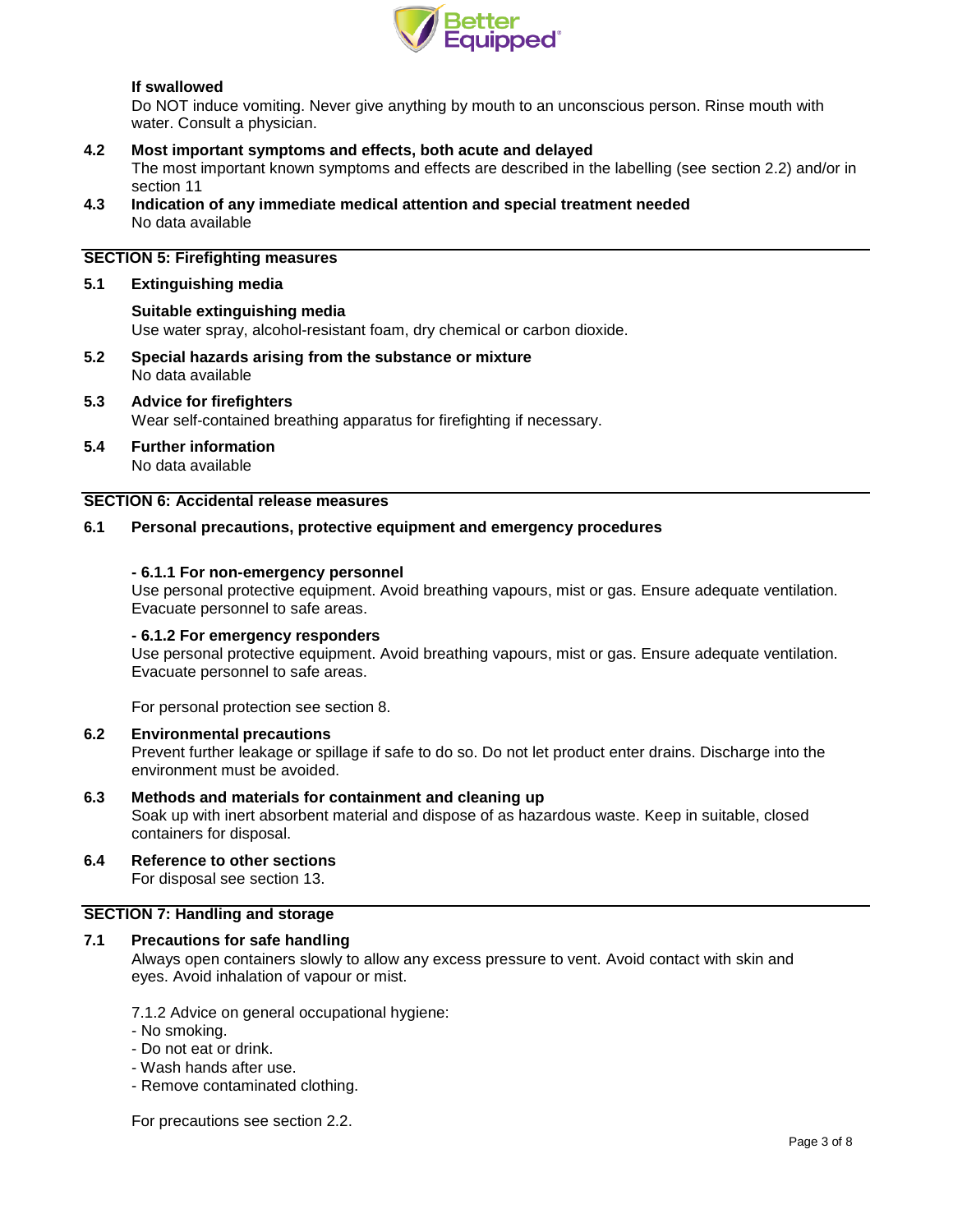**If swallowed**

Do NOT induce vomiting. Never give anything by mouth to an unconscious person. Rinse mouth with water. Consult a physician.

**4.2 Most important symptoms and effects, both acute and delayed**

The most important known symptoms and effects are described in the labelling (see section 2.2) and/or in section 11

**4.3 Indication of any immediate medical attention and special treatment needed**

No data available

## SECTION 5: Firefighting measures

**5.1 Extinguishing media**

**Suitable extinguishing media**

Use water spray, alcohol-resistant foam, dry chemical or carbon dioxide.

**5.2 Special hazards arising from the substance or mixture**

No data available

**5.3 Advice for firefighters**

Wear self-contained breathing apparatus for firefighting if necessary.

**5.4 Further information**

No data available

## SECTION 6: Accidental release measures

**6.1 Personal precautions, protective equipment and emergency procedures**

**- 6.1.1 For non-emergency personnel**

Use personal protective equipment. Avoid breathing vapours, mist or gas. Ensure adequate ventilation. Evacuate personnel to safe areas.

**- 6.1.2 For emergency responders**

Use personal protective equipment. Avoid breathing vapours, mist or gas. Ensure adequate ventilation. Evacuate personnel to safe areas.

For personal protection see section 8.

**6.2 Environmental precautions**

Prevent further leakage or spillage if safe to do so. Do not let product enter drains. Discharge into the environment must be avoided.

**6.3 Methods and materials for containment and cleaning up**

Soak up with inert absorbent material and dispose of as hazardous waste. Keep in suitable, closed containers for disposal.

**6.4 Reference to other sections**

For disposal see section 13.

## SECTION 7: Handling and storage

**7.1 Precautions for safe handling**

Always open containers slowly to allow any excess pressure to vent. Avoid contact with skin and eyes. Avoid inhalation of vapour or mist.

7.1.2 Advice on general occupational hygiene:
- No smoking.
- Do not eat or drink.
- Wash hands after use.
- Remove contaminated clothing.

For precautions see section 2.2.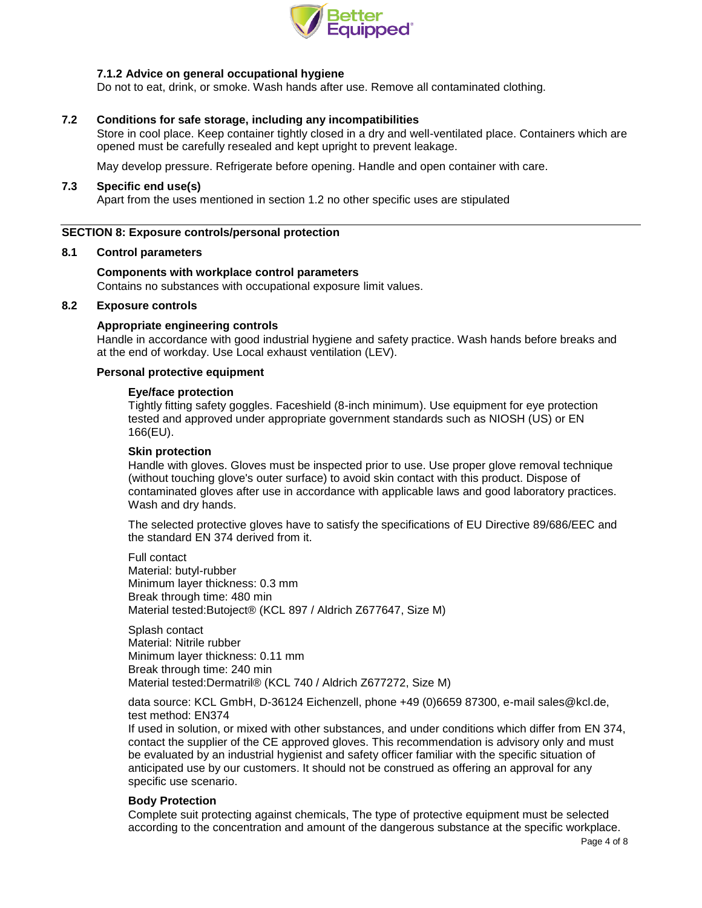#### 7.1.2 Advice on general occupational hygiene

Do not to eat, drink, or smoke. Wash hands after use. Remove all contaminated clothing.

### 7.2 Conditions for safe storage, including any incompatibilities

Store in cool place. Keep container tightly closed in a dry and well-ventilated place. Containers which are opened must be carefully resealed and kept upright to prevent leakage.

May develop pressure. Refrigerate before opening. Handle and open container with care.

### 7.3 Specific end use(s)

Apart from the uses mentioned in section 1.2 no other specific uses are stipulated

## SECTION 8: Exposure controls/personal protection

### 8.1 Control parameters

**Components with workplace control parameters**

Contains no substances with occupational exposure limit values.

### 8.2 Exposure controls

**Appropriate engineering controls**

Handle in accordance with good industrial hygiene and safety practice. Wash hands before breaks and at the end of workday. Use Local exhaust ventilation (LEV).

**Personal protective equipment**

**Eye/face protection**

Tightly fitting safety goggles. Faceshield (8-inch minimum). Use equipment for eye protection tested and approved under appropriate government standards such as NIOSH (US) or EN 166(EU).

**Skin protection**

Handle with gloves. Gloves must be inspected prior to use. Use proper glove removal technique (without touching glove's outer surface) to avoid skin contact with this product. Dispose of contaminated gloves after use in accordance with applicable laws and good laboratory practices. Wash and dry hands.

The selected protective gloves have to satisfy the specifications of EU Directive 89/686/EEC and the standard EN 374 derived from it.

Full contact
Material: butyl-rubber
Minimum layer thickness: 0.3 mm
Break through time: 480 min
Material tested:Butoject® (KCL 897 / Aldrich Z677647, Size M)

Splash contact
Material: Nitrile rubber
Minimum layer thickness: 0.11 mm
Break through time: 240 min
Material tested:Dermatril® (KCL 740 / Aldrich Z677272, Size M)

data source: KCL GmbH, D-36124 Eichenzell, phone +49 (0)6659 87300, e-mail sales@kcl.de, test method: EN374
If used in solution, or mixed with other substances, and under conditions which differ from EN 374, contact the supplier of the CE approved gloves. This recommendation is advisory only and must be evaluated by an industrial hygienist and safety officer familiar with the specific situation of anticipated use by our customers. It should not be construed as offering an approval for any specific use scenario.

**Body Protection**

Complete suit protecting against chemicals, The type of protective equipment must be selected according to the concentration and amount of the dangerous substance at the specific workplace.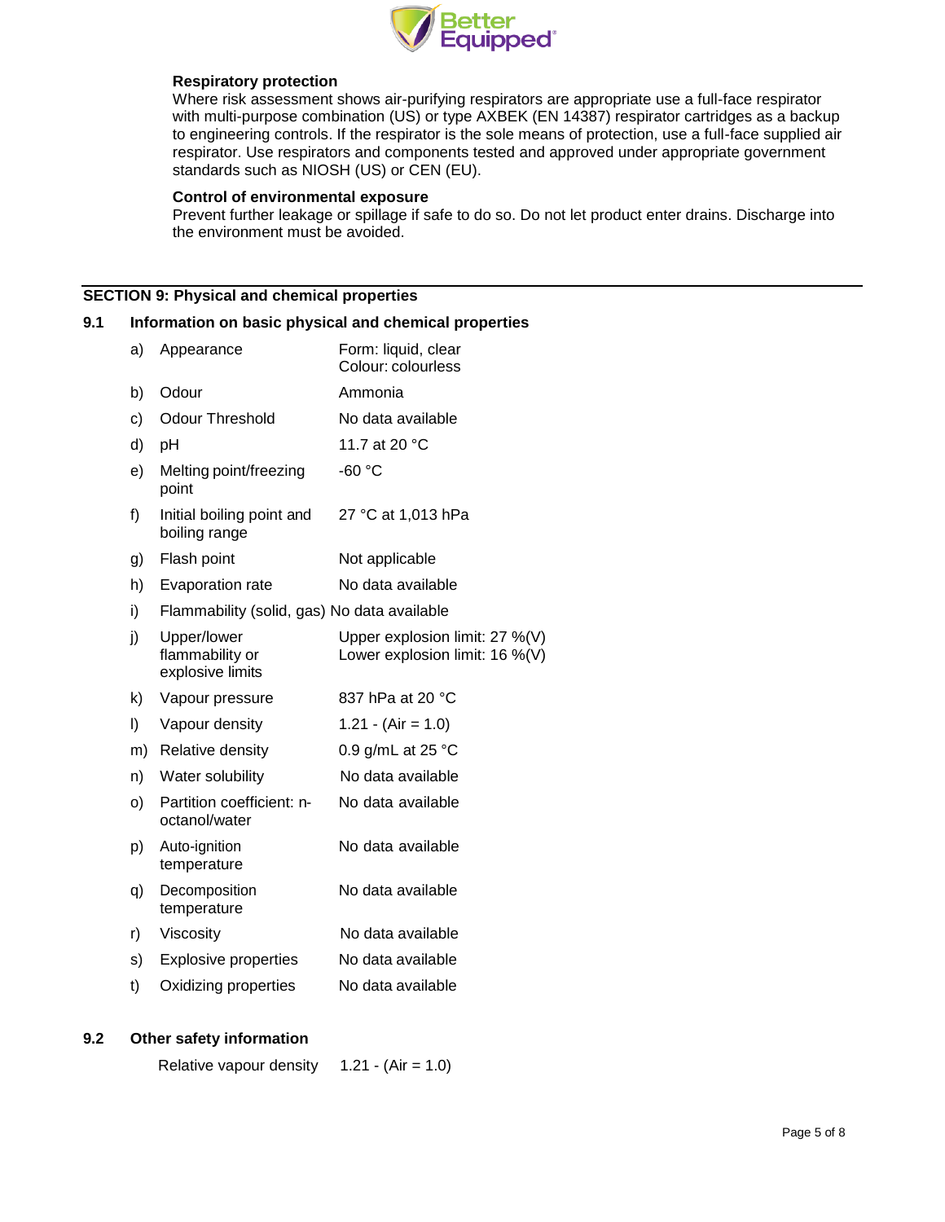**Respiratory protection**

Where risk assessment shows air-purifying respirators are appropriate use a full-face respirator with multi-purpose combination (US) or type AXBEK (EN 14387) respirator cartridges as a backup to engineering controls. If the respirator is the sole means of protection, use a full-face supplied air respirator. Use respirators and components tested and approved under appropriate government standards such as NIOSH (US) or CEN (EU).

**Control of environmental exposure**

Prevent further leakage or spillage if safe to do so. Do not let product enter drains. Discharge into the environment must be avoided.

## SECTION 9: Physical and chemical properties

### 9.1 Information on basic physical and chemical properties

| | | |
|---|---|---|
| a) | Appearance | Form: liquid, clear<br>Colour: colourless |
| b) | Odour | Ammonia |
| c) | Odour Threshold | No data available |
| d) | pH | 11.7 at 20 °C |
| e) | Melting point/freezing point | -60 °C |
| f) | Initial boiling point and boiling range | 27 °C at 1,013 hPa |
| g) | Flash point | Not applicable |
| h) | Evaporation rate | No data available |
| i) | Flammability (solid, gas) | No data available |
| j) | Upper/lower flammability or explosive limits | Upper explosion limit: 27 %(V)<br>Lower explosion limit: 16 %(V) |
| k) | Vapour pressure | 837 hPa at 20 °C |
| l) | Vapour density | 1.21 - (Air = 1.0) |
| m) | Relative density | 0.9 g/mL at 25 °C |
| n) | Water solubility | No data available |
| o) | Partition coefficient: n-octanol/water | No data available |
| p) | Auto-ignition temperature | No data available |
| q) | Decomposition temperature | No data available |
| r) | Viscosity | No data available |
| s) | Explosive properties | No data available |
| t) | Oxidizing properties | No data available |

### 9.2 Other safety information

Relative vapour density 1.21 - (Air = 1.0)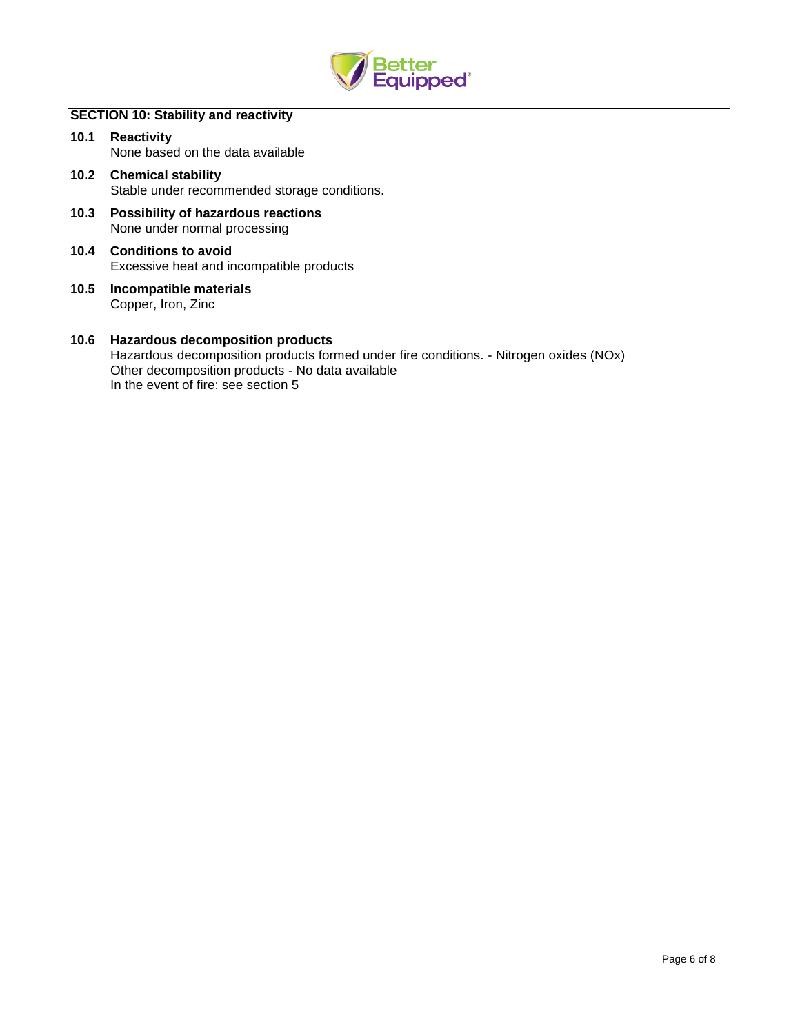## SECTION 10: Stability and reactivity

**10.1 Reactivity**
None based on the data available

**10.2 Chemical stability**
Stable under recommended storage conditions.

**10.3 Possibility of hazardous reactions**
None under normal processing

**10.4 Conditions to avoid**
Excessive heat and incompatible products

**10.5 Incompatible materials**
Copper, Iron, Zinc

**10.6 Hazardous decomposition products**
Hazardous decomposition products formed under fire conditions. - Nitrogen oxides (NOx)
Other decomposition products - No data available
In the event of fire: see section 5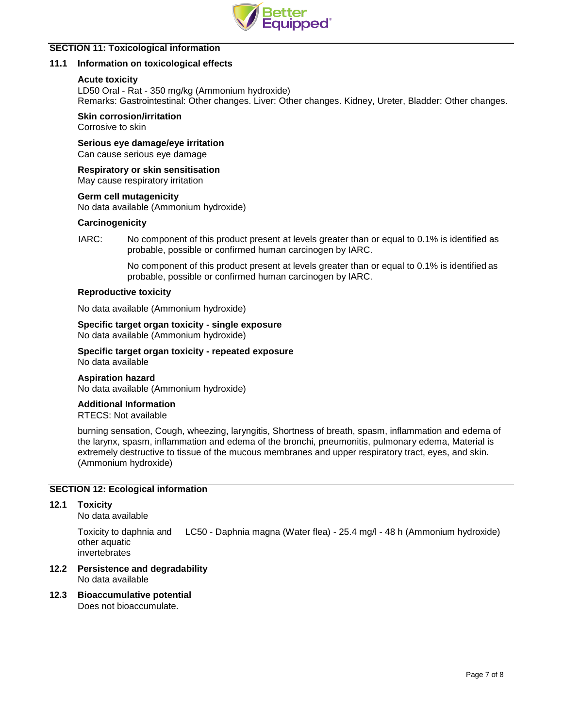## SECTION 11: Toxicological information

### 11.1 Information on toxicological effects

**Acute toxicity**
LD50 Oral - Rat - 350 mg/kg (Ammonium hydroxide)
Remarks: Gastrointestinal: Other changes. Liver: Other changes. Kidney, Ureter, Bladder: Other changes.

**Skin corrosion/irritation**
Corrosive to skin

**Serious eye damage/eye irritation**
Can cause serious eye damage

**Respiratory or skin sensitisation**
May cause respiratory irritation

**Germ cell mutagenicity**
No data available (Ammonium hydroxide)

**Carcinogenicity**

IARC: No component of this product present at levels greater than or equal to 0.1% is identified as probable, possible or confirmed human carcinogen by IARC.

No component of this product present at levels greater than or equal to 0.1% is identified as probable, possible or confirmed human carcinogen by IARC.

**Reproductive toxicity**

No data available (Ammonium hydroxide)

**Specific target organ toxicity - single exposure**
No data available (Ammonium hydroxide)

**Specific target organ toxicity - repeated exposure**
No data available

**Aspiration hazard**
No data available (Ammonium hydroxide)

**Additional Information**
RTECS: Not available

burning sensation, Cough, wheezing, laryngitis, Shortness of breath, spasm, inflammation and edema of the larynx, spasm, inflammation and edema of the bronchi, pneumonitis, pulmonary edema, Material is extremely destructive to tissue of the mucous membranes and upper respiratory tract, eyes, and skin. (Ammonium hydroxide)

## SECTION 12: Ecological information

### 12.1 Toxicity

No data available

Toxicity to daphnia and other aquatic invertebrates: LC50 - Daphnia magna (Water flea) - 25.4 mg/l - 48 h (Ammonium hydroxide)

### 12.2 Persistence and degradability

No data available

### 12.3 Bioaccumulative potential

Does not bioaccumulate.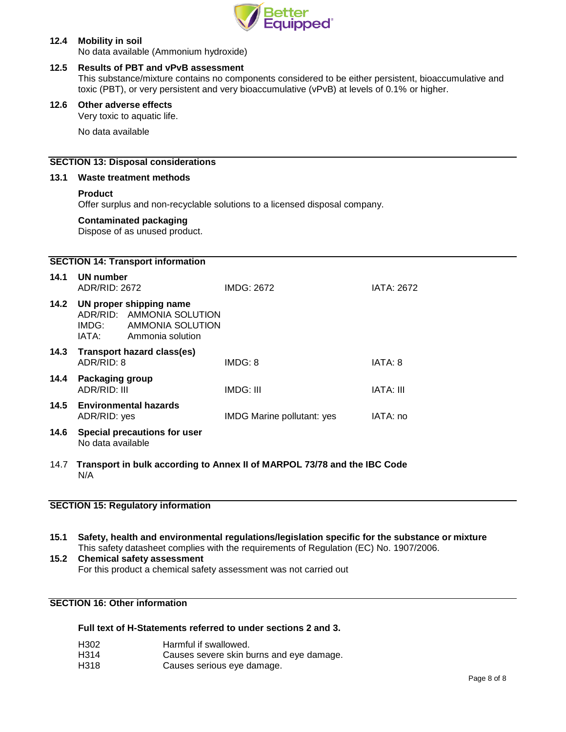### 12.4 Mobility in soil

No data available (Ammonium hydroxide)

### 12.5 Results of PBT and vPvB assessment

This substance/mixture contains no components considered to be either persistent, bioaccumulative and toxic (PBT), or very persistent and very bioaccumulative (vPvB) at levels of 0.1% or higher.

### 12.6 Other adverse effects

Very toxic to aquatic life.

No data available

## SECTION 13: Disposal considerations

### 13.1 Waste treatment methods

**Product**

Offer surplus and non-recyclable solutions to a licensed disposal company.

**Contaminated packaging**

Dispose of as unused product.

## SECTION 14: Transport information

### 14.1 UN number

| ADR/RID: 2672 | IMDG: 2672 | IATA: 2672 |
|---|---|---|

### 14.2 UN proper shipping name

| | |
|---|---|
| ADR/RID: | AMMONIA SOLUTION |
| IMDG: | AMMONIA SOLUTION |
| IATA: | Ammonia solution |

### 14.3 Transport hazard class(es)

| ADR/RID: 8 | IMDG: 8 | IATA: 8 |
|---|---|---|

### 14.4 Packaging group

| ADR/RID: III | IMDG: III | IATA: III |
|---|---|---|

### 14.5 Environmental hazards

| ADR/RID: yes | IMDG Marine pollutant: yes | IATA: no |
|---|---|---|

### 14.6 Special precautions for user

No data available

### 14.7 Transport in bulk according to Annex II of MARPOL 73/78 and the IBC Code

N/A

## SECTION 15: Regulatory information

### 15.1 Safety, health and environmental regulations/legislation specific for the substance or mixture

This safety datasheet complies with the requirements of Regulation (EC) No. 1907/2006.

### 15.2 Chemical safety assessment

For this product a chemical safety assessment was not carried out

## SECTION 16: Other information

**Full text of H-Statements referred to under sections 2 and 3.**

| | |
|---|---|
| H302 | Harmful if swallowed. |
| H314 | Causes severe skin burns and eye damage. |
| H318 | Causes serious eye damage. |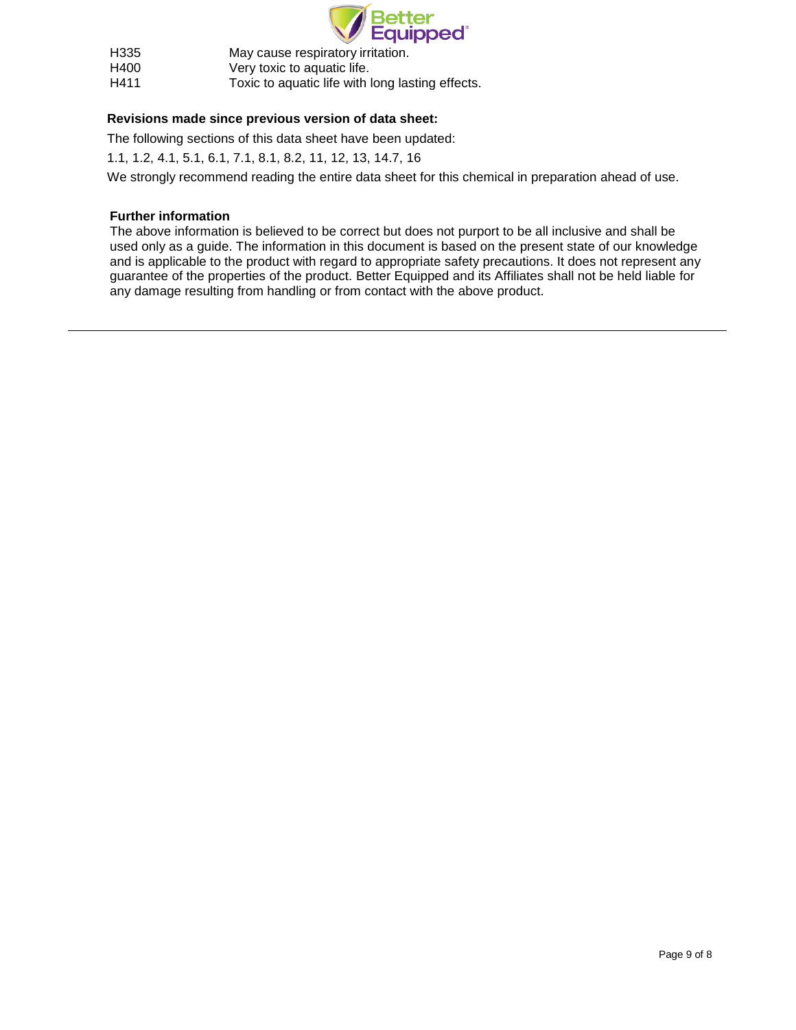| | |
|---|---|
| H335 | May cause respiratory irritation. |
| H400 | Very toxic to aquatic life. |
| H411 | Toxic to aquatic life with long lasting effects. |

**Revisions made since previous version of data sheet:**

The following sections of this data sheet have been updated:

1.1, 1.2, 4.1, 5.1, 6.1, 7.1, 8.1, 8.2, 11, 12, 13, 14.7, 16

We strongly recommend reading the entire data sheet for this chemical in preparation ahead of use.

**Further information**

The above information is believed to be correct but does not purport to be all inclusive and shall be used only as a guide. The information in this document is based on the present state of our knowledge and is applicable to the product with regard to appropriate safety precautions. It does not represent any guarantee of the properties of the product. Better Equipped and its Affiliates shall not be held liable for any damage resulting from handling or from contact with the above product.